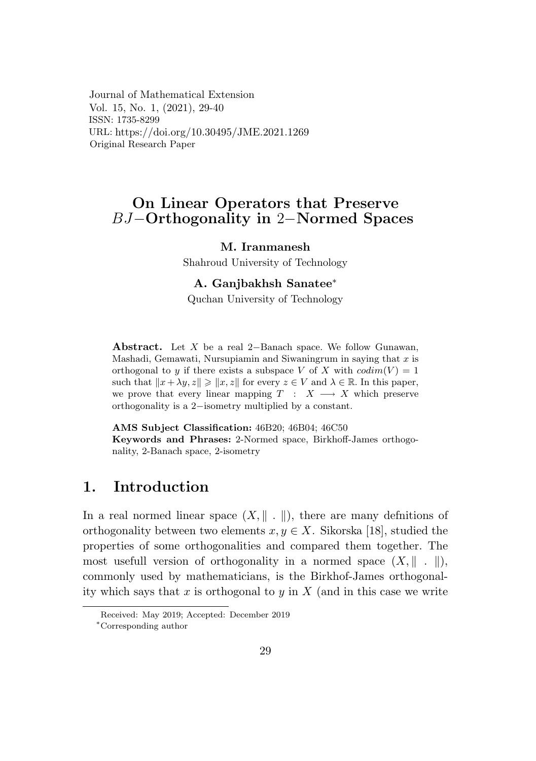Journal of Mathematical Extension
Vol. 15, No. 1, (2021), 29-40
ISSN: 1735-8299
URL: https://doi.org/10.30495/JME.2021.1269
Original Research Paper

# On Linear Operators that Preserve $BJ-$Orthogonality in $2-$Normed Spaces

**M. Iranmanesh**
Shahroud University of Technology

**A. Ganjbakhsh Sanatee***
Quchan University of Technology

**Abstract.** Let $X$ be a real $2-$Banach space. We follow Gunawan, Mashadi, Gemawati, Nursupiamin and Siwaningrum in saying that $x$ is orthogonal to $y$ if there exists a subspace $V$ of $X$ with $codim(V) = 1$ such that $\|x + \lambda y, z\| \geqslant \|x, z\|$ for every $z \in V$ and $\lambda \in \mathbb{R}$. In this paper, we prove that every linear mapping $T : X \longrightarrow X$ which preserve orthogonality is a $2-$isometry multiplied by a constant.

**AMS Subject Classification:** 46B20; 46B04; 46C50
**Keywords and Phrases:** 2-Normed space, Birkhoff-James orthogonality, 2-Banach space, 2-isometry

## 1. Introduction

In a real normed linear space $(X, \| \ . \ \|)$, there are many defnitions of orthogonality between two elements $x, y \in X$. Sikorska [18], studied the properties of some orthogonalities and compared them together. The most usefull version of orthogonality in a normed space $(X, \| \ . \ \|)$, commonly used by mathematicians, is the Birkhof-James orthogonality which says that $x$ is orthogonal to $y$ in $X$ (and in this case we write

Received: May 2019; Accepted: December 2019
*Corresponding author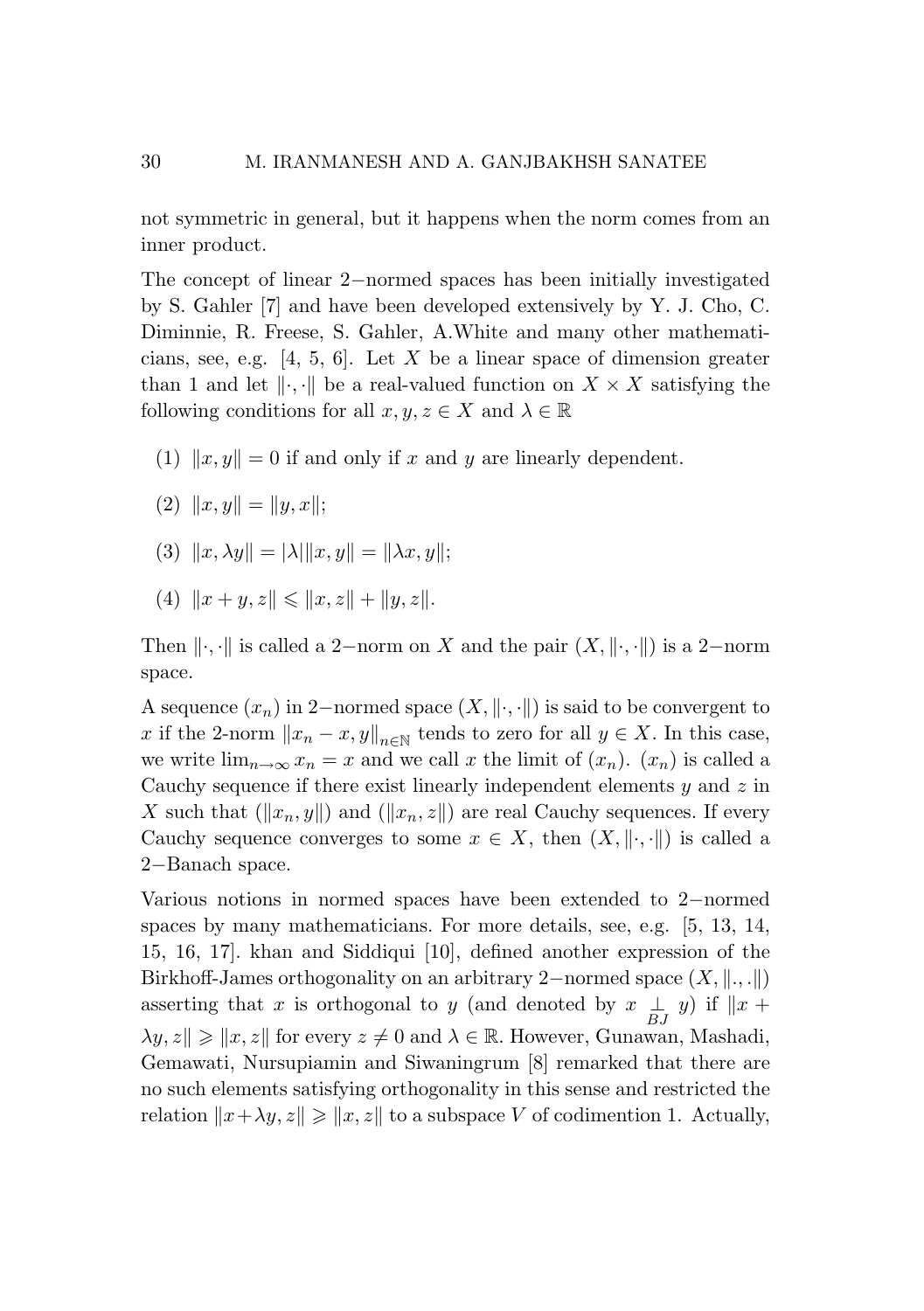not symmetric in general, but it happens when the norm comes from an inner product.

The concept of linear $2-$normed spaces has been initially investigated by S. Gahler [7] and have been developed extensively by Y. J. Cho, C. Diminnie, R. Freese, S. Gahler, A.White and many other mathematicians, see, e.g. [4, 5, 6]. Let $X$ be a linear space of dimension greater than 1 and let $\|\cdot,\cdot\|$ be a real-valued function on $X\times X$ satisfying the following conditions for all $x, y, z \in X$ and $\lambda \in \mathbb{R}$

(1) $\|x, y\| = 0$ if and only if $x$ and $y$ are linearly dependent.

(2) $\|x, y\| = \|y, x\|$;

(3) $\|x, \lambda y\| = |\lambda| \|x, y\| = \|\lambda x, y\|$;

(4) $\|x + y, z\| \leqslant \|x, z\| + \|y, z\|$.

Then $\|\cdot,\cdot\|$ is called a $2-$norm on $X$ and the pair $(X, \|\cdot,\cdot\|)$ is a $2-$norm space.

A sequence $(x_n)$ in $2-$normed space $(X, \|\cdot,\cdot\|)$ is said to be convergent to $x$ if the 2-norm $\|x_n - x, y\|_{n\in\mathbb{N}}$ tends to zero for all $y \in X$. In this case, we write $\lim_{n\to\infty} x_n = x$ and we call $x$ the limit of $(x_n)$. $(x_n)$ is called a Cauchy sequence if there exist linearly independent elements $y$ and $z$ in $X$ such that $(\|x_n, y\|)$ and $(\|x_n, z\|)$ are real Cauchy sequences. If every Cauchy sequence converges to some $x \in X$, then $(X, \|\cdot,\cdot\|)$ is called a $2-$Banach space.

Various notions in normed spaces have been extended to $2-$normed spaces by many mathematicians. For more details, see, e.g. [5, 13, 14, 15, 16, 17]. khan and Siddiqui [10], defined another expression of the Birkhoff-James orthogonality on an arbitrary $2-$normed space $(X, \|.,.\|)$ asserting that $x$ is orthogonal to $y$ (and denoted by $x \underset{BJ}{\perp} y$) if $\|x + \lambda y, z\| \geqslant \|x, z\|$ for every $z \neq 0$ and $\lambda \in \mathbb{R}$. However, Gunawan, Mashadi, Gemawati, Nursupiamin and Siwaningrum [8] remarked that there are no such elements satisfying orthogonality in this sense and restricted the relation $\|x+\lambda y, z\| \geqslant \|x, z\|$ to a subspace $V$ of codimention 1. Actually,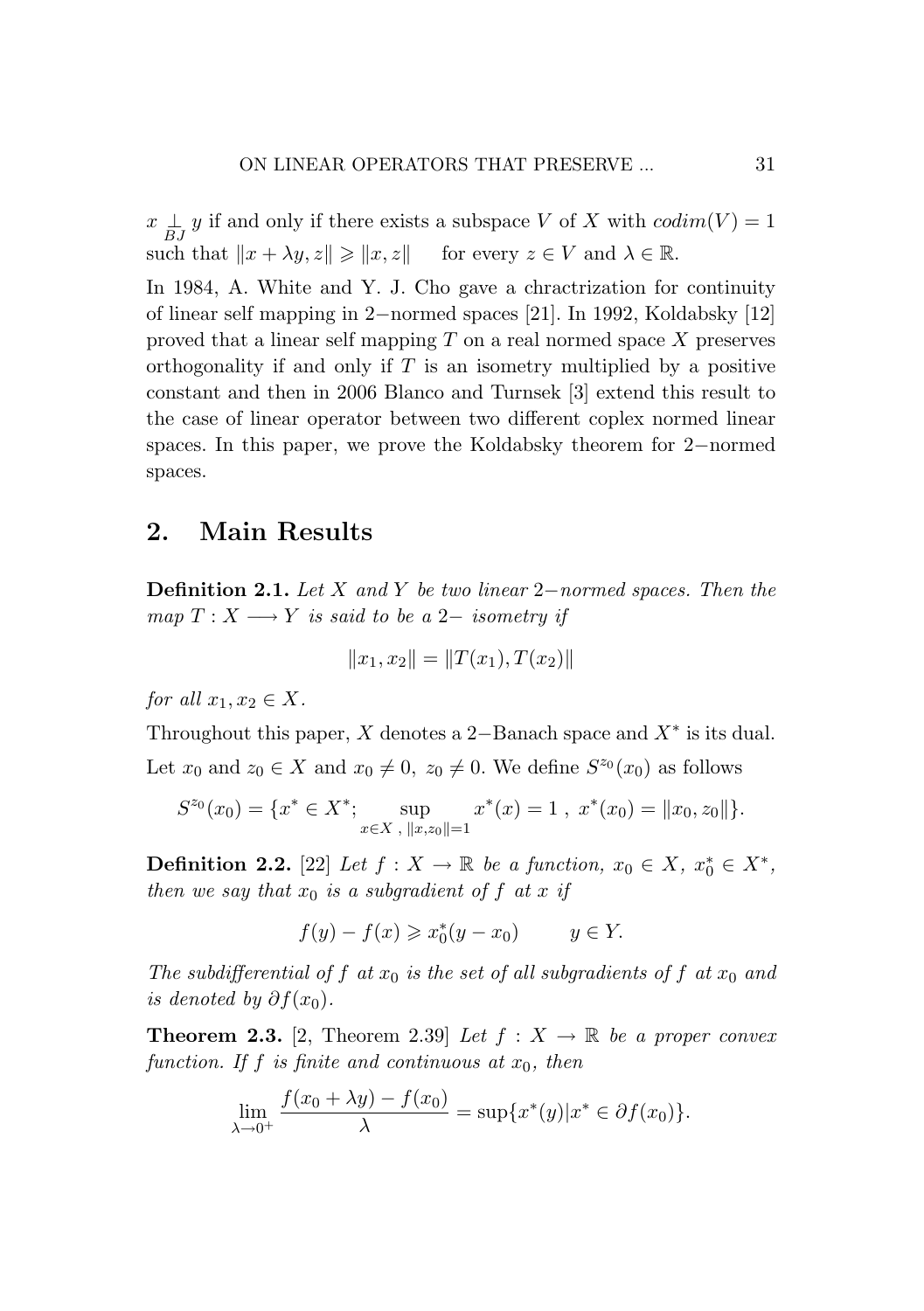$x \underset{BJ}{\perp} y$ if and only if there exists a subspace $V$ of $X$ with $codim(V) = 1$ such that $\|x + \lambda y, z\| \geqslant \|x, z\|$ for every $z \in V$ and $\lambda \in \mathbb{R}$.

In 1984, A. White and Y. J. Cho gave a chractrization for continuity of linear self mapping in 2−normed spaces [21]. In 1992, Koldabsky [12] proved that a linear self mapping $T$ on a real normed space $X$ preserves orthogonality if and only if $T$ is an isometry multiplied by a positive constant and then in 2006 Blanco and Turnsek [3] extend this result to the case of linear operator between two different coplex normed linear spaces. In this paper, we prove the Koldabsky theorem for 2−normed spaces.

## 2. Main Results

**Definition 2.1.** *Let $X$ and $Y$ be two linear 2−normed spaces. Then the map $T : X \longrightarrow Y$ is said to be a 2− isometry if*

$$\|x_1, x_2\| = \|T(x_1), T(x_2)\|$$

*for all $x_1, x_2 \in X$.*

Throughout this paper, $X$ denotes a 2−Banach space and $X^*$ is its dual.

Let $x_0$ and $z_0 \in X$ and $x_0 \neq 0,\ z_0 \neq 0$. We define $S^{z_0}(x_0)$ as follows

$$S^{z_0}(x_0) = \{x^* \in X^*; \sup_{x \in X\ ,\ \|x, z_0\| = 1} x^*(x) = 1\ ,\ x^*(x_0) = \|x_0, z_0\|\}.$$

**Definition 2.2.** [22] *Let $f : X \to \mathbb{R}$ be a function, $x_0 \in X$, $x_0^* \in X^*$, then we say that $x_0$ is a subgradient of $f$ at $x$ if*

$$f(y) - f(x) \geqslant x_0^*(y - x_0) \qquad y \in Y.$$

*The subdifferential of $f$ at $x_0$ is the set of all subgradients of $f$ at $x_0$ and is denoted by $\partial f(x_0)$.*

**Theorem 2.3.** [2, Theorem 2.39] *Let $f : X \to \mathbb{R}$ be a proper convex function. If $f$ is finite and continuous at $x_0$, then*

$$\lim_{\lambda \to 0^+} \frac{f(x_0 + \lambda y) - f(x_0)}{\lambda} = \sup\{x^*(y) | x^* \in \partial f(x_0)\}.$$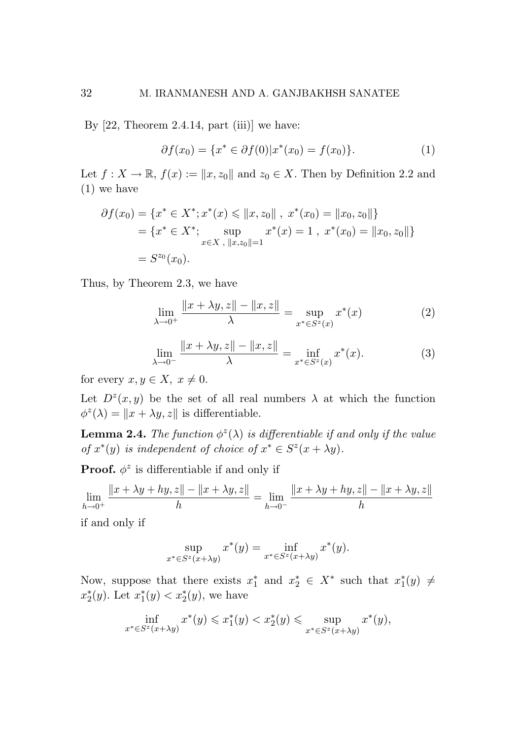By [22, Theorem 2.4.14, part (iii)] we have:

$$\partial f(x_0) = \{x^* \in \partial f(0) | x^*(x_0) = f(x_0)\}. \tag{1}$$

Let $f : X \to \mathbb{R}$, $f(x) := \|x, z_0\|$ and $z_0 \in X$. Then by Definition 2.2 and (1) we have

$$\begin{aligned}
\partial f(x_0) &= \{x^* \in X^*; x^*(x) \leqslant \|x, z_0\| \ , \ x^*(x_0) = \|x_0, z_0\|\} \\
&= \{x^* \in X^*; \sup_{x \in X \ , \ \|x, z_0\| = 1} x^*(x) = 1 \ , \ x^*(x_0) = \|x_0, z_0\|\} \\
&= S^{z_0}(x_0).
\end{aligned}$$

Thus, by Theorem 2.3, we have

$$\lim_{\lambda \to 0^+} \frac{\|x + \lambda y, z\| - \|x, z\|}{\lambda} = \sup_{x^* \in S^z(x)} x^*(x) \tag{2}$$

$$\lim_{\lambda \to 0^-} \frac{\|x + \lambda y, z\| - \|x, z\|}{\lambda} = \inf_{x^* \in S^z(x)} x^*(x). \tag{3}$$

for every $x, y \in X, \ x \neq 0$.

Let $D^z(x, y)$ be the set of all real numbers $\lambda$ at which the function $\phi^z(\lambda) = \|x + \lambda y, z\|$ is differentiable.

**Lemma 2.4.** *The function $\phi^z(\lambda)$ is differentiable if and only if the value of $x^*(y)$ is independent of choice of $x^* \in S^z(x + \lambda y)$.*

**Proof.** $\phi^z$ is differentiable if and only if

$$\lim_{h \to 0^+} \frac{\|x + \lambda y + hy, z\| - \|x + \lambda y, z\|}{h} = \lim_{h \to 0^-} \frac{\|x + \lambda y + hy, z\| - \|x + \lambda y, z\|}{h}$$

if and only if

$$\sup_{x^* \in S^z(x + \lambda y)} x^*(y) = \inf_{x^* \in S^z(x + \lambda y)} x^*(y).$$

Now, suppose that there exists $x_1^*$ and $x_2^* \in X^*$ such that $x_1^*(y) \neq x_2^*(y)$. Let $x_1^*(y) < x_2^*(y)$, we have

$$\inf_{x^* \in S^z(x + \lambda y)} x^*(y) \leqslant x_1^*(y) < x_2^*(y) \leqslant \sup_{x^* \in S^z(x + \lambda y)} x^*(y),$$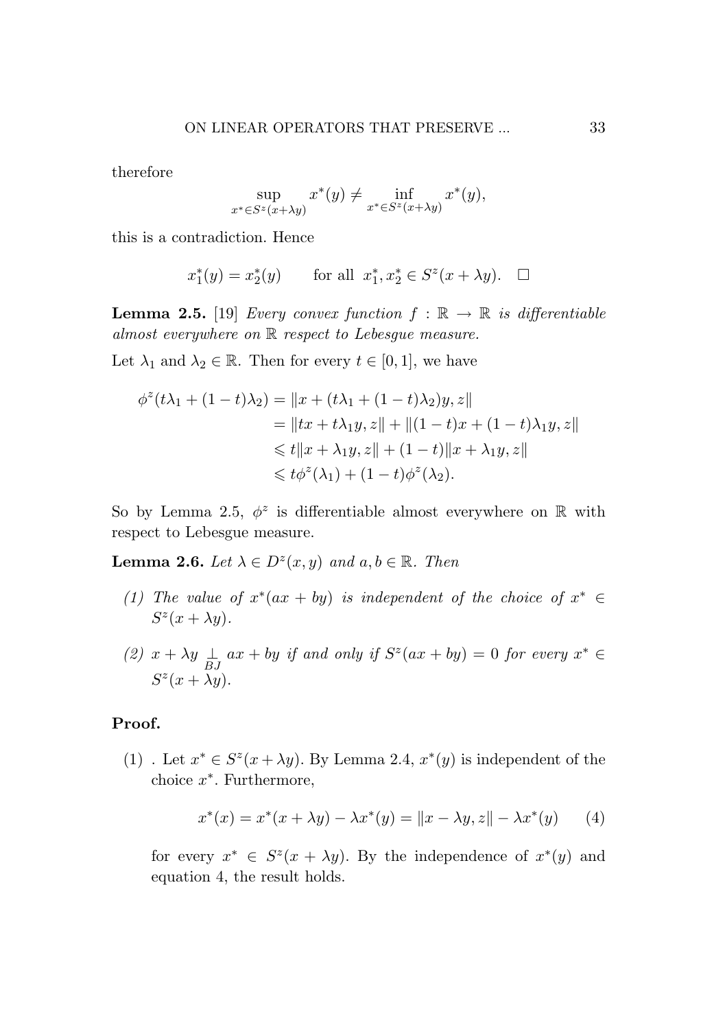therefore

$$\sup_{x^* \in S^z(x+\lambda y)} x^*(y) \neq \inf_{x^* \in S^z(x+\lambda y)} x^*(y),$$

this is a contradiction. Hence

$$x_1^*(y) = x_2^*(y) \qquad \text{for all } \; x_1^*, x_2^* \in S^z(x + \lambda y). \quad \square$$

**Lemma 2.5.** [19] *Every convex function $f : \mathbb{R} \to \mathbb{R}$ is differentiable almost everywhere on $\mathbb{R}$ respect to Lebesgue measure.*

Let $\lambda_1$ and $\lambda_2 \in \mathbb{R}$. Then for every $t \in [0, 1]$, we have

$$\begin{aligned}
\phi^z(t\lambda_1 + (1-t)\lambda_2) &= \|x + (t\lambda_1 + (1-t)\lambda_2)y, z\| \\
&= \|tx + t\lambda_1 y, z\| + \|(1-t)x + (1-t)\lambda_1 y, z\| \\
&\leqslant t\|x + \lambda_1 y, z\| + (1-t)\|x + \lambda_1 y, z\| \\
&\leqslant t\phi^z(\lambda_1) + (1-t)\phi^z(\lambda_2).
\end{aligned}$$

So by Lemma 2.5, $\phi^z$ is differentiable almost everywhere on $\mathbb{R}$ with respect to Lebesgue measure.

**Lemma 2.6.** *Let $\lambda \in D^z(x, y)$ and $a, b \in \mathbb{R}$. Then*

*(1) The value of $x^*(ax + by)$ is independent of the choice of $x^* \in S^z(x + \lambda y)$.*

*(2) $x + \lambda y \underset{BJ}{\perp} ax + by$ if and only if $S^z(ax + by) = 0$ for every $x^* \in S^z(x + \lambda y)$.*

**Proof.**

(1) . Let $x^* \in S^z(x + \lambda y)$. By Lemma 2.4, $x^*(y)$ is independent of the choice $x^*$. Furthermore,

$$x^*(x) = x^*(x + \lambda y) - \lambda x^*(y) = \|x - \lambda y, z\| - \lambda x^*(y) \qquad (4)$$

for every $x^* \in S^z(x + \lambda y)$. By the independence of $x^*(y)$ and equation 4, the result holds.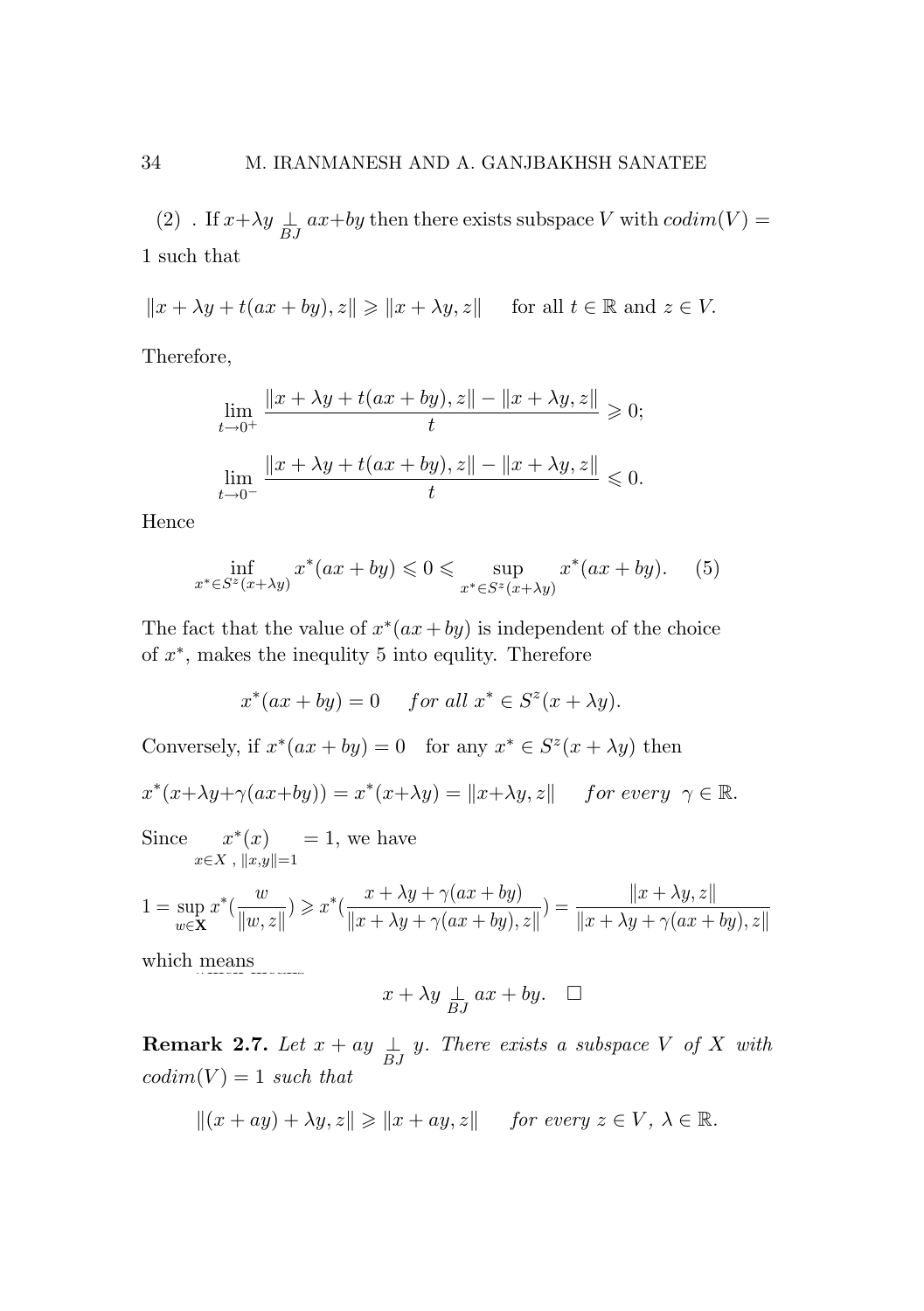(2) . If $x+\lambda y \perp_{BJ} ax+by$ then there exists subspace $V$ with $codim(V) = 1$ such that

$$\|x+\lambda y + t(ax+by), z\| \geqslant \|x+\lambda y, z\| \quad \text{ for all } t \in \mathbb{R} \text{ and } z \in V.$$

Therefore,

$$\lim_{t\to 0^+} \frac{\|x+\lambda y + t(ax+by), z\| - \|x+\lambda y, z\|}{t} \geqslant 0;$$

$$\lim_{t\to 0^-} \frac{\|x+\lambda y + t(ax+by), z\| - \|x+\lambda y, z\|}{t} \leqslant 0.$$

Hence

$$\inf_{x^* \in S^z(x+\lambda y)} x^*(ax+by) \leqslant 0 \leqslant \sup_{x^* \in S^z(x+\lambda y)} x^*(ax+by). \qquad (5)$$

The fact that the value of $x^*(ax+by)$ is independent of the choice of $x^*$, makes the inequlity 5 into equlity. Therefore

$$x^*(ax+by) = 0 \quad \textit{for all } x^* \in S^z(x+\lambda y).$$

Conversely, if $x^*(ax+by) = 0$ for any $x^* \in S^z(x+\lambda y)$ then

$$x^*(x+\lambda y + \gamma(ax+by)) = x^*(x+\lambda y) = \|x+\lambda y, z\| \quad \textit{for every } \gamma \in \mathbb{R}.$$

Since $\underset{x\in X\ ,\ \|x,y\|=1}{x^*(x)} = 1$, we have

$$1 = \sup_{w\in \mathbf{X}} x^*(\frac{w}{\|w,z\|}) \geqslant x^*(\frac{x+\lambda y+\gamma(ax+by)}{\|x+\lambda y+\gamma(ax+by), z\|}) = \frac{\|x+\lambda y, z\|}{\|x+\lambda y+\gamma(ax+by), z\|}$$

which means

$$x+\lambda y \perp_{BJ} ax+by. \quad \square$$

**Remark 2.7.** *Let $x+ay \perp_{BJ} y$. There exists a subspace $V$ of $X$ with $codim(V) = 1$ such that*

$$\|(x+ay)+\lambda y, z\| \geqslant \|x+ay, z\| \quad \textit{for every } z \in V,\ \lambda \in \mathbb{R}.$$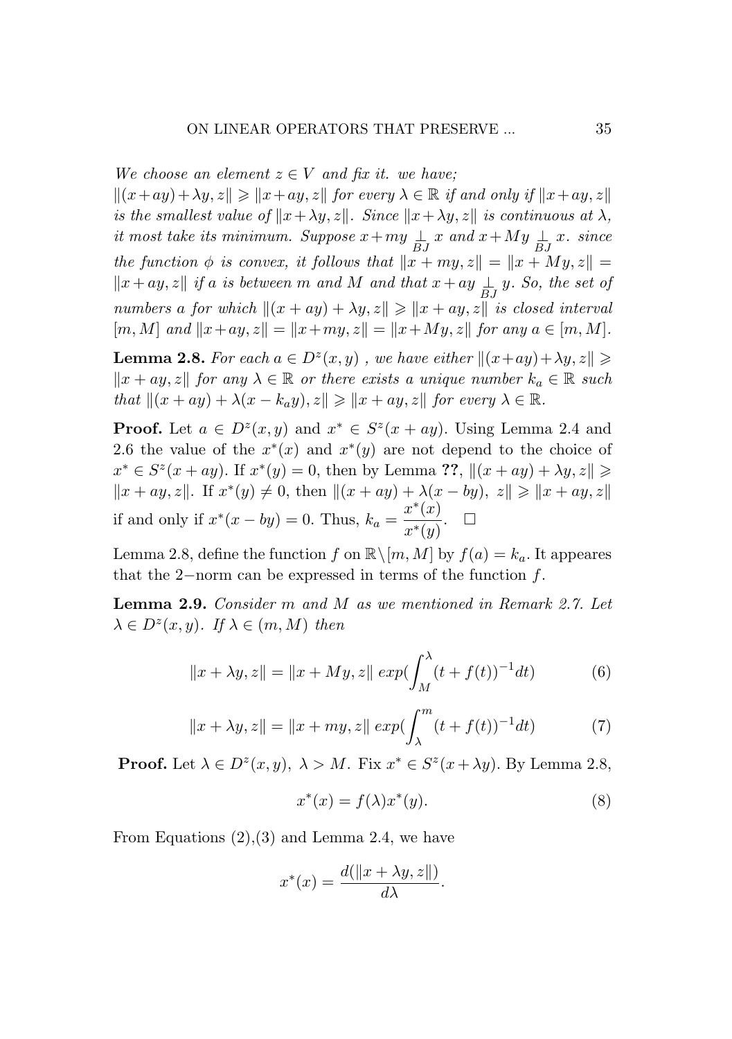*We choose an element $z \in V$ and fix it. we have;*
*$\|(x+ay)+\lambda y, z\| \geqslant \|x+ay, z\|$ for every $\lambda \in \mathbb{R}$ if and only if $\|x+ay, z\|$ is the smallest value of $\|x+\lambda y, z\|$. Since $\|x+\lambda y, z\|$ is continuous at $\lambda$, it most take its minimum. Suppose $x+my \perp_{BJ} x$ and $x+My \perp_{BJ} x$. since the function $\phi$ is convex, it follows that $\|x+my, z\| = \|x+My, z\| = \|x+ay, z\|$ if $a$ is between $m$ and $M$ and that $x+ay \perp_{BJ} y$. So, the set of numbers $a$ for which $\|(x+ay)+\lambda y, z\| \geqslant \|x+ay, z\|$ is closed interval $[m, M]$ and $\|x+ay, z\| = \|x+my, z\| = \|x+My, z\|$ for any $a \in [m, M]$.*

**Lemma 2.8.** *For each $a \in D^z(x,y)$ , we have either $\|(x+ay)+\lambda y, z\| \geqslant \|x+ay, z\|$ for any $\lambda \in \mathbb{R}$ or there exists a unique number $k_a \in \mathbb{R}$ such that $\|(x+ay)+\lambda(x-k_a y), z\| \geqslant \|x+ay, z\|$ for every $\lambda \in \mathbb{R}$.*

**Proof.** Let $a \in D^z(x,y)$ and $x^* \in S^z(x+ay)$. Using Lemma 2.4 and 2.6 the value of the $x^*(x)$ and $x^*(y)$ are not depend to the choice of $x^* \in S^z(x+ay)$. If $x^*(y) = 0$, then by Lemma **??**, $\|(x+ay)+\lambda y, z\| \geqslant \|x+ay, z\|$. If $x^*(y) \neq 0$, then $\|(x+ay)+\lambda(x-by),\ z\| \geqslant \|x+ay, z\|$ if and only if $x^*(x-by) = 0$. Thus, $k_a = \dfrac{x^*(x)}{x^*(y)}$. $\square$

Lemma 2.8, define the function $f$ on $\mathbb{R}\setminus[m, M]$ by $f(a) = k_a$. It appeares that the $2-$norm can be expressed in terms of the function $f$.

**Lemma 2.9.** *Consider $m$ and $M$ as we mentioned in Remark 2.7. Let $\lambda \in D^z(x,y)$. If $\lambda \in (m, M)$ then*

$$\|x+\lambda y, z\| = \|x+My, z\|\ exp(\int_M^\lambda (t+f(t))^{-1}dt) \qquad (6)$$

$$\|x+\lambda y, z\| = \|x+my, z\|\ exp(\int_\lambda^m (t+f(t))^{-1}dt) \qquad (7)$$

**Proof.** Let $\lambda \in D^z(x,y),\ \lambda > M$. Fix $x^* \in S^z(x+\lambda y)$. By Lemma 2.8,

$$x^*(x) = f(\lambda)x^*(y). \qquad (8)$$

From Equations (2),(3) and Lemma 2.4, we have

$$x^*(x) = \frac{d(\|x+\lambda y, z\|)}{d\lambda}.$$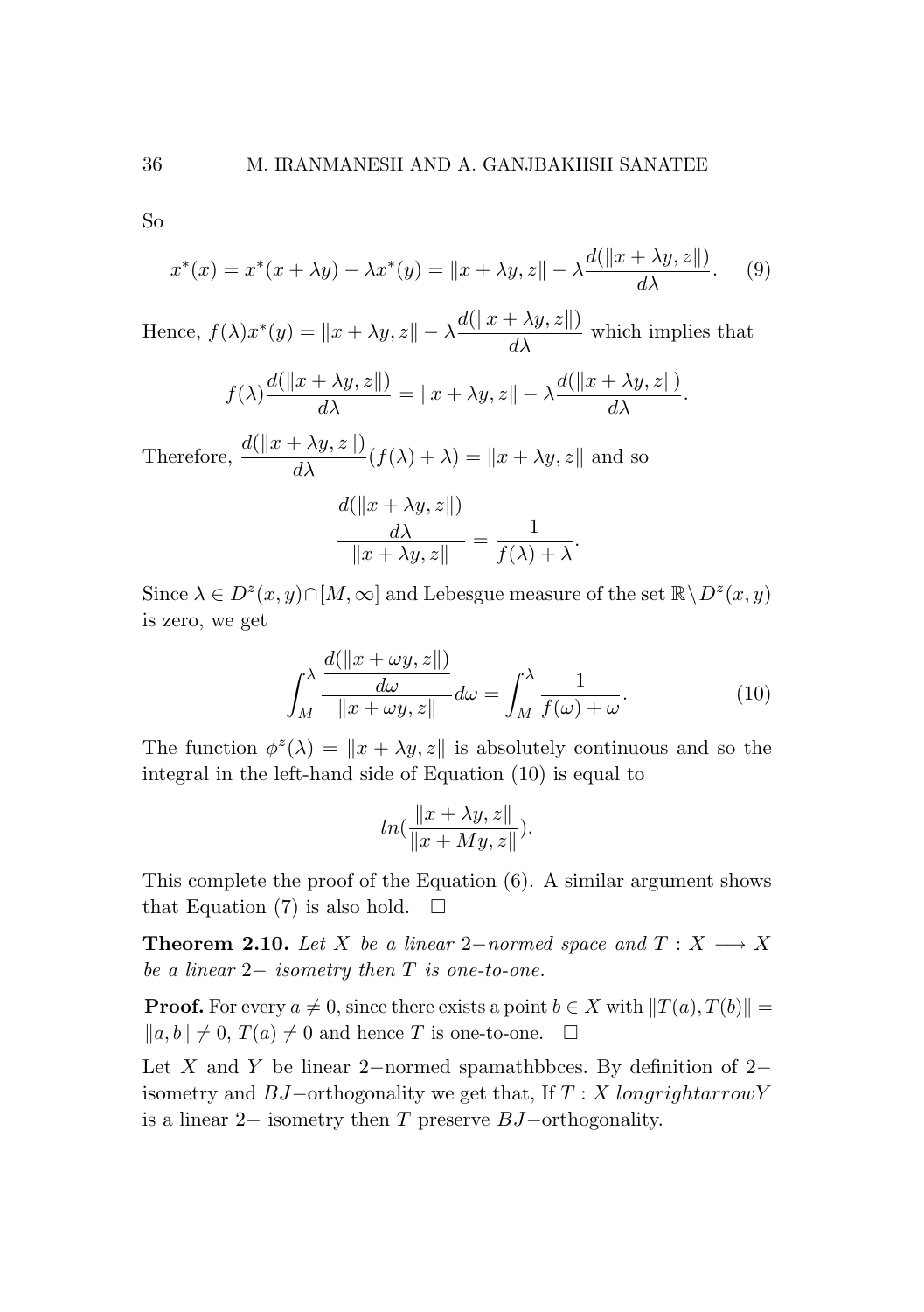So

$$x^*(x) = x^*(x + \lambda y) - \lambda x^*(y) = \|x + \lambda y, z\| - \lambda \frac{d(\|x + \lambda y, z\|)}{d\lambda}. \quad (9)$$

Hence, $f(\lambda)x^*(y) = \|x + \lambda y, z\| - \lambda \frac{d(\|x + \lambda y, z\|)}{d\lambda}$ which implies that

$$f(\lambda)\frac{d(\|x + \lambda y, z\|)}{d\lambda} = \|x + \lambda y, z\| - \lambda \frac{d(\|x + \lambda y, z\|)}{d\lambda}.$$

Therefore, $\frac{d(\|x + \lambda y, z\|)}{d\lambda}(f(\lambda) + \lambda) = \|x + \lambda y, z\|$ and so

$$\frac{\frac{d(\|x + \lambda y, z\|)}{d\lambda}}{\|x + \lambda y, z\|} = \frac{1}{f(\lambda) + \lambda}.$$

Since $\lambda \in D^z(x, y) \cap [M, \infty]$ and Lebesgue measure of the set $\mathbb{R} \backslash D^z(x, y)$ is zero, we get

$$\int_M^\lambda \frac{\frac{d(\|x + \omega y, z\|)}{d\omega}}{\|x + \omega y, z\|} d\omega = \int_M^\lambda \frac{1}{f(\omega) + \omega}. \quad (10)$$

The function $\phi^z(\lambda) = \|x + \lambda y, z\|$ is absolutely continuous and so the integral in the left-hand side of Equation (10) is equal to

$$ln(\frac{\|x + \lambda y, z\|}{\|x + My, z\|}).$$

This complete the proof of the Equation (6). A similar argument shows that Equation (7) is also hold. $\square$

**Theorem 2.10.** *Let $X$ be a linear $2-$normed space and $T : X \longrightarrow X$ be a linear $2-$ isometry then $T$ is one-to-one.*

**Proof.** For every $a \neq 0$, since there exists a point $b \in X$ with $\|T(a), T(b)\| = \|a, b\| \neq 0$, $T(a) \neq 0$ and hence $T$ is one-to-one. $\square$

Let $X$ and $Y$ be linear $2-$normed spamathbbces. By definition of $2-$isometry and $BJ-$orthogonality we get that, If $T : X\ longrightarrow Y$ is a linear $2-$ isometry then $T$ preserve $BJ-$orthogonality.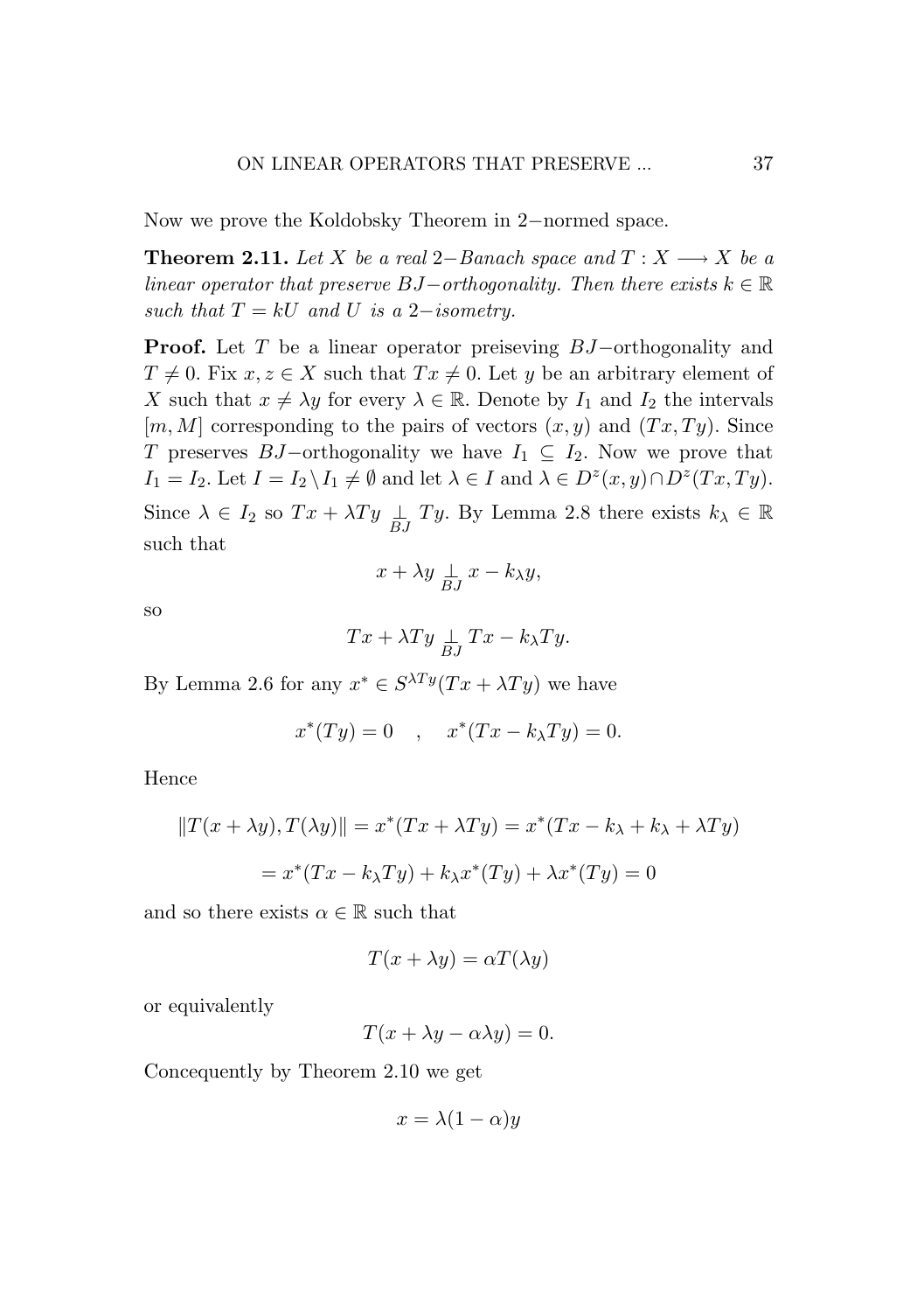Now we prove the Koldobsky Theorem in 2−normed space.

**Theorem 2.11.** *Let $X$ be a real 2−Banach space and $T : X \longrightarrow X$ be a linear operator that preserve BJ−orthogonality. Then there exists $k \in \mathbb{R}$ such that $T = kU$ and $U$ is a 2−isometry.*

**Proof.** Let $T$ be a linear operator preiseving $BJ$−orthogonality and $T \neq 0$. Fix $x, z \in X$ such that $Tx \neq 0$. Let $y$ be an arbitrary element of $X$ such that $x \neq \lambda y$ for every $\lambda \in \mathbb{R}$. Denote by $I_1$ and $I_2$ the intervals $[m, M]$ corresponding to the pairs of vectors $(x, y)$ and $(Tx, Ty)$. Since $T$ preserves $BJ$−orthogonality we have $I_1 \subseteq I_2$. Now we prove that $I_1 = I_2$. Let $I = I_2 \setminus I_1 \neq \emptyset$ and let $\lambda \in I$ and $\lambda \in D^z(x, y) \cap D^z(Tx, Ty)$. Since $\lambda \in I_2$ so $Tx + \lambda Ty \underset{BJ}{\perp} Ty$. By Lemma 2.8 there exists $k_\lambda \in \mathbb{R}$ such that

$$x + \lambda y \underset{BJ}{\perp} x - k_\lambda y,$$

so

$$Tx + \lambda Ty \underset{BJ}{\perp} Tx - k_\lambda Ty.$$

By Lemma 2.6 for any $x^* \in S^{\lambda Ty}(Tx + \lambda Ty)$ we have

$$x^*(Ty) = 0 \quad , \quad x^*(Tx - k_\lambda Ty) = 0.$$

Hence

$$\|T(x + \lambda y), T(\lambda y)\| = x^*(Tx + \lambda Ty) = x^*(Tx - k_\lambda + k_\lambda + \lambda Ty)$$

$$= x^*(Tx - k_\lambda Ty) + k_\lambda x^*(Ty) + \lambda x^*(Ty) = 0$$

and so there exists $\alpha \in \mathbb{R}$ such that

$$T(x + \lambda y) = \alpha T(\lambda y)$$

or equivalently

$$T(x + \lambda y - \alpha \lambda y) = 0.$$

Concequently by Theorem 2.10 we get

$$x = \lambda(1 - \alpha)y$$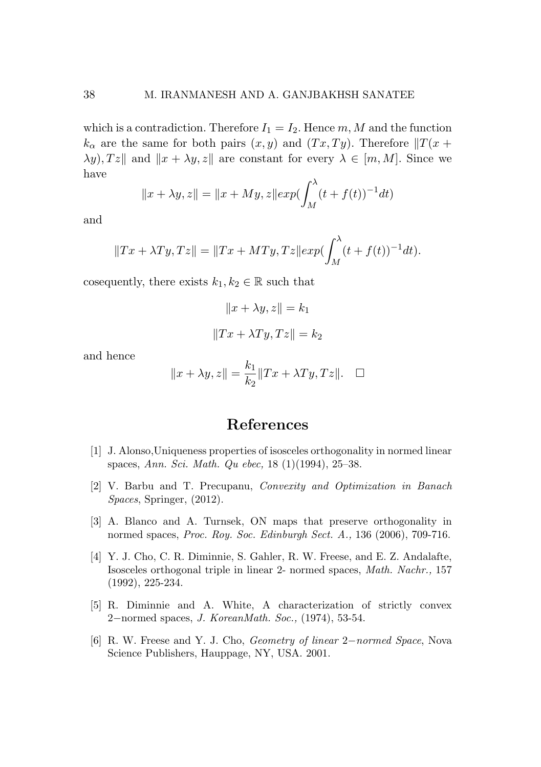which is a contradiction. Therefore $I_1 = I_2$. Hence $m, M$ and the function $k_\alpha$ are the same for both pairs $(x, y)$ and $(Tx, Ty)$. Therefore $\|T(x + \lambda y), Tz\|$ and $\|x + \lambda y, z\|$ are constant for every $\lambda \in [m, M]$. Since we have

$$\|x + \lambda y, z\| = \|x + My, z\| exp(\int_M^\lambda (t + f(t))^{-1} dt)$$

and

$$\|Tx + \lambda Ty, Tz\| = \|Tx + MTy, Tz\| exp(\int_M^\lambda (t + f(t))^{-1} dt).$$

cosequently, there exists $k_1, k_2 \in \mathbb{R}$ such that

$$\|x + \lambda y, z\| = k_1$$

$$\|Tx + \lambda Ty, Tz\| = k_2$$

and hence

$$\|x + \lambda y, z\| = \frac{k_1}{k_2} \|Tx + \lambda Ty, Tz\|. \quad \square$$

## References

[1] J. Alonso,Uniqueness properties of isosceles orthogonality in normed linear spaces, *Ann. Sci. Math. Qu ebec,* 18 (1)(1994), 25–38.

[2] V. Barbu and T. Precupanu, *Convexity and Optimization in Banach Spaces*, Springer, (2012).

[3] A. Blanco and A. Turnsek, ON maps that preserve orthogonality in normed spaces, *Proc. Roy. Soc. Edinburgh Sect. A.,* 136 (2006), 709-716.

[4] Y. J. Cho, C. R. Diminnie, S. Gahler, R. W. Freese, and E. Z. Andalafte, Isosceles orthogonal triple in linear 2- normed spaces, *Math. Nachr.,* 157 (1992), 225-234.

[5] R. Diminnie and A. White, A characterization of strictly convex 2−normed spaces, *J. KoreanMath. Soc.,* (1974), 53-54.

[6] R. W. Freese and Y. J. Cho, *Geometry of linear* 2*−normed Space*, Nova Science Publishers, Hauppage, NY, USA. 2001.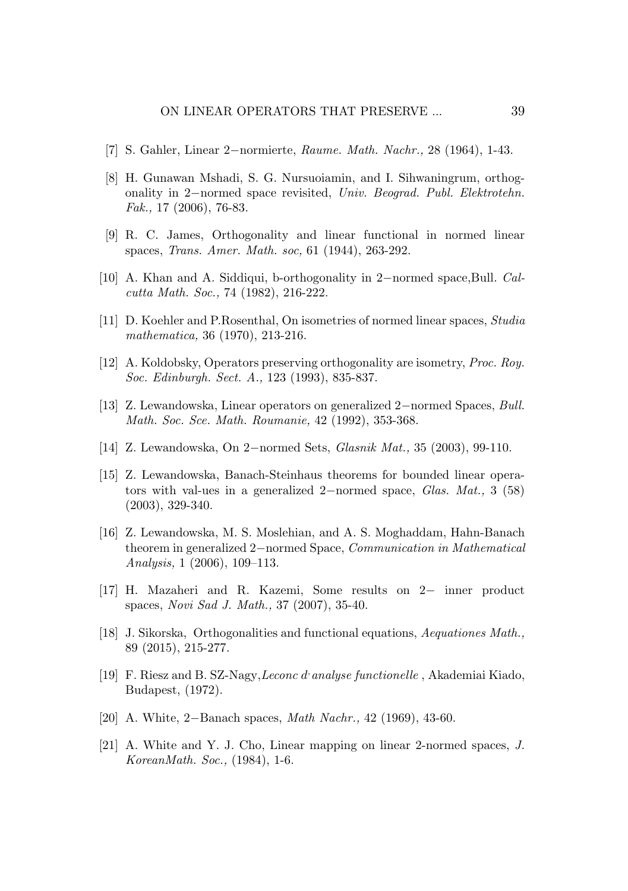[7] S. Gahler, Linear $2-$normierte, *Raume. Math. Nachr.,* 28 (1964), 1-43.

[8] H. Gunawan Mshadi, S. G. Nursuoiamin, and I. Sihwaningrum, orthogonality in $2-$normed space revisited, *Univ. Beograd. Publ. Elektrotehn. Fak.,* 17 (2006), 76-83.

[9] R. C. James, Orthogonality and linear functional in normed linear spaces, *Trans. Amer. Math. soc,* 61 (1944), 263-292.

[10] A. Khan and A. Siddiqui, b-orthogonality in $2-$normed space,Bull. *Calcutta Math. Soc.,* 74 (1982), 216-222.

[11] D. Koehler and P.Rosenthal, On isometries of normed linear spaces, *Studia mathematica,* 36 (1970), 213-216.

[12] A. Koldobsky, Operators preserving orthogonality are isometry, *Proc. Roy. Soc. Edinburgh. Sect. A.,* 123 (1993), 835-837.

[13] Z. Lewandowska, Linear operators on generalized $2-$normed Spaces, *Bull. Math. Soc. Sce. Math. Roumanie,* 42 (1992), 353-368.

[14] Z. Lewandowska, On $2-$normed Sets, *Glasnik Mat.,* 35 (2003), 99-110.

[15] Z. Lewandowska, Banach-Steinhaus theorems for bounded linear operators with val-ues in a generalized $2-$normed space, *Glas. Mat.,* 3 (58) (2003), 329-340.

[16] Z. Lewandowska, M. S. Moslehian, and A. S. Moghaddam, Hahn-Banach theorem in generalized $2-$normed Space, *Communication in Mathematical Analysis,* 1 (2006), 109–113.

[17] H. Mazaheri and R. Kazemi, Some results on $2-$ inner product spaces, *Novi Sad J. Math.,* 37 (2007), 35-40.

[18] J. Sikorska, Orthogonalities and functional equations, *Aequationes Math.,* 89 (2015), 215-277.

[19] F. Riesz and B. SZ-Nagy,*Leconc d' analyse functionelle* , Akademiai Kiado, Budapest, (1972).

[20] A. White, $2-$Banach spaces, *Math Nachr.,* 42 (1969), 43-60.

[21] A. White and Y. J. Cho, Linear mapping on linear 2-normed spaces, *J. KoreanMath. Soc.,* (1984), 1-6.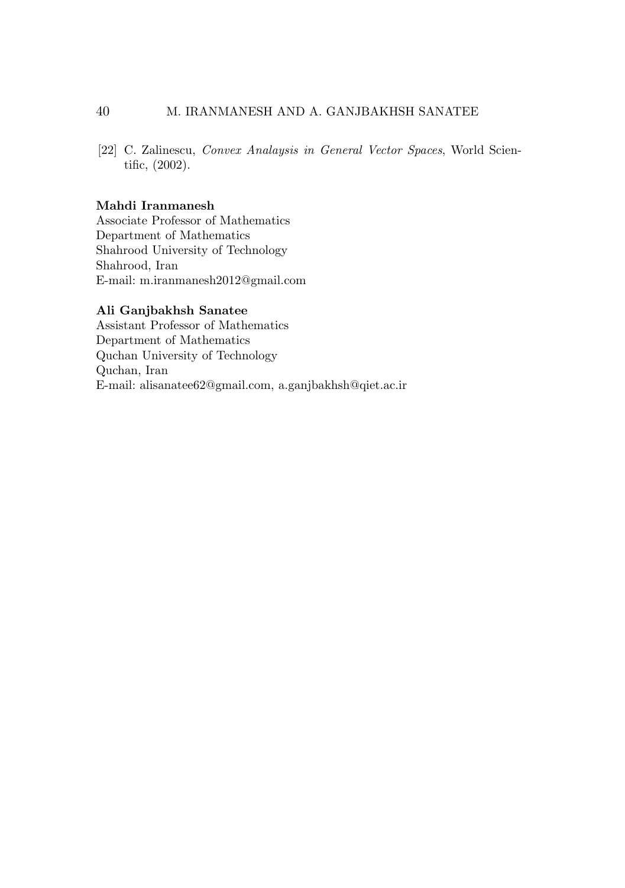[22] C. Zalinescu, *Convex Analaysis in General Vector Spaces*, World Scientific, (2002).

**Mahdi Iranmanesh**
Associate Professor of Mathematics
Department of Mathematics
Shahrood University of Technology
Shahrood, Iran
E-mail: m.iranmanesh2012@gmail.com

**Ali Ganjbakhsh Sanatee**
Assistant Professor of Mathematics
Department of Mathematics
Quchan University of Technology
Quchan, Iran
E-mail: alisanatee62@gmail.com, a.ganjbakhsh@qiet.ac.ir